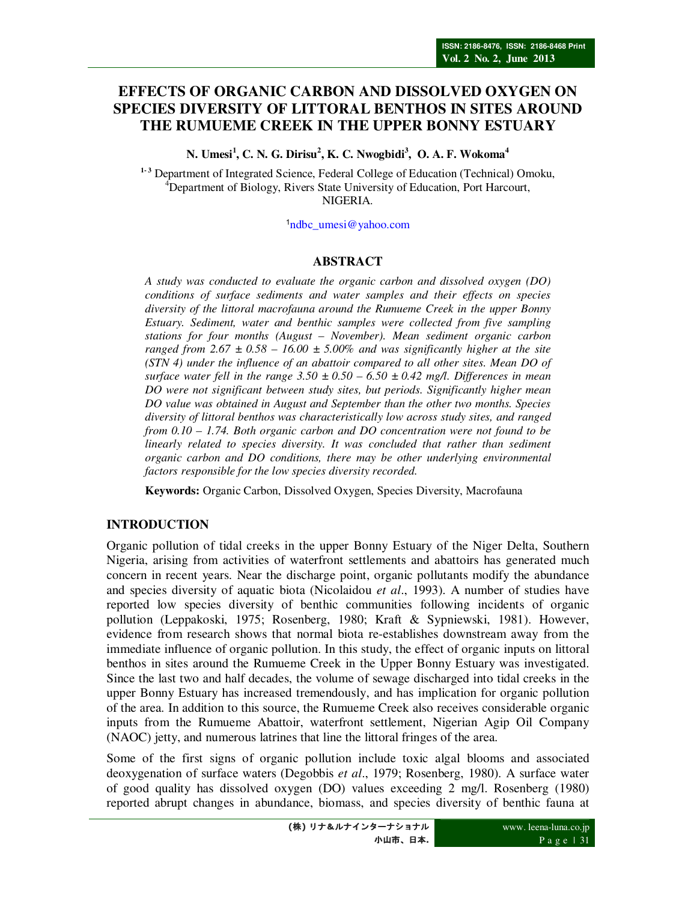# EFFECTS OF ORGANIC CARBON AND DISSOLVED OXYGEN ON SPECIES DIVERSITY OF LITTORAL BENTHOS IN SITES AROUND THE RUMUEME CREEK IN THE UPPER BONNY ESTUARY

**N. Umesi[1], C. N. G. Dirisu[2], K. C. Nwogbidi[3], O. A. F. Wokoma[4]**

[1-3] Department of Integrated Science, Federal College of Education (Technical) Omoku,
[4]Department of Biology, Rivers State University of Education, Port Harcourt,
NIGERIA.

[1]ndbc_umesi@yahoo.com

## ABSTRACT

*A study was conducted to evaluate the organic carbon and dissolved oxygen (DO) conditions of surface sediments and water samples and their effects on species diversity of the littoral macrofauna around the Rumueme Creek in the upper Bonny Estuary. Sediment, water and benthic samples were collected from five sampling stations for four months (August – November). Mean sediment organic carbon ranged from 2.67 ± 0.58 – 16.00 ± 5.00% and was significantly higher at the site (STN 4) under the influence of an abattoir compared to all other sites. Mean DO of surface water fell in the range 3.50 ± 0.50 – 6.50 ± 0.42 mg/l. Differences in mean DO were not significant between study sites, but periods. Significantly higher mean DO value was obtained in August and September than the other two months. Species diversity of littoral benthos was characteristically low across study sites, and ranged from 0.10 – 1.74. Both organic carbon and DO concentration were not found to be linearly related to species diversity. It was concluded that rather than sediment organic carbon and DO conditions, there may be other underlying environmental factors responsible for the low species diversity recorded.*

**Keywords:** Organic Carbon, Dissolved Oxygen, Species Diversity, Macrofauna

## INTRODUCTION

Organic pollution of tidal creeks in the upper Bonny Estuary of the Niger Delta, Southern Nigeria, arising from activities of waterfront settlements and abattoirs has generated much concern in recent years. Near the discharge point, organic pollutants modify the abundance and species diversity of aquatic biota (Nicolaidou *et al*., 1993). A number of studies have reported low species diversity of benthic communities following incidents of organic pollution (Leppakoski, 1975; Rosenberg, 1980; Kraft & Sypniewski, 1981). However, evidence from research shows that normal biota re-establishes downstream away from the immediate influence of organic pollution. In this study, the effect of organic inputs on littoral benthos in sites around the Rumueme Creek in the Upper Bonny Estuary was investigated. Since the last two and half decades, the volume of sewage discharged into tidal creeks in the upper Bonny Estuary has increased tremendously, and has implication for organic pollution of the area. In addition to this source, the Rumueme Creek also receives considerable organic inputs from the Rumueme Abattoir, waterfront settlement, Nigerian Agip Oil Company (NAOC) jetty, and numerous latrines that line the littoral fringes of the area.

Some of the first signs of organic pollution include toxic algal blooms and associated deoxygenation of surface waters (Degobbis *et al*., 1979; Rosenberg, 1980). A surface water of good quality has dissolved oxygen (DO) values exceeding 2 mg/l. Rosenberg (1980) reported abrupt changes in abundance, biomass, and species diversity of benthic fauna at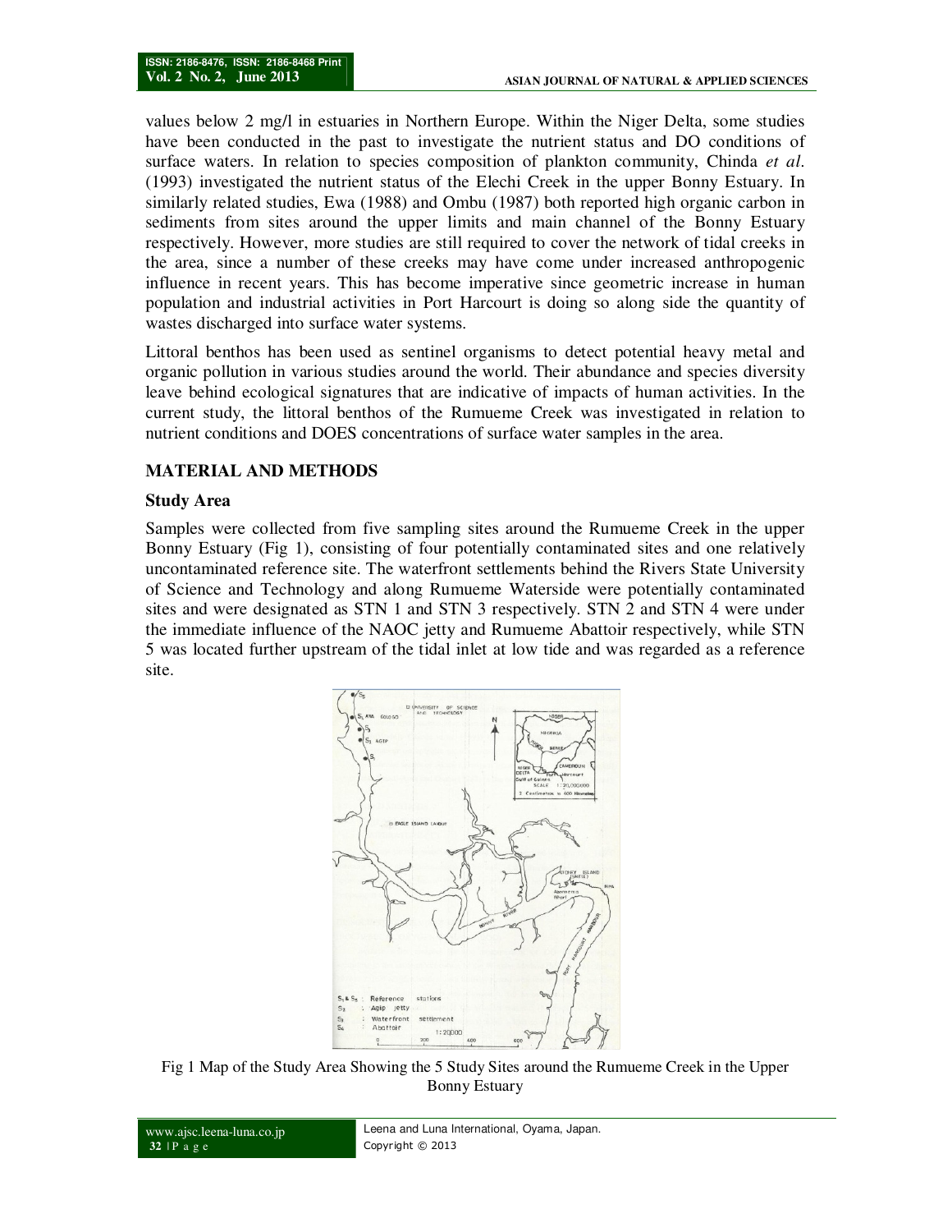values below 2 mg/l in estuaries in Northern Europe. Within the Niger Delta, some studies have been conducted in the past to investigate the nutrient status and DO conditions of surface waters. In relation to species composition of plankton community, Chinda *et al.* (1993) investigated the nutrient status of the Elechi Creek in the upper Bonny Estuary. In similarly related studies, Ewa (1988) and Ombu (1987) both reported high organic carbon in sediments from sites around the upper limits and main channel of the Bonny Estuary respectively. However, more studies are still required to cover the network of tidal creeks in the area, since a number of these creeks may have come under increased anthropogenic influence in recent years. This has become imperative since geometric increase in human population and industrial activities in Port Harcourt is doing so along side the quantity of wastes discharged into surface water systems.

Littoral benthos has been used as sentinel organisms to detect potential heavy metal and organic pollution in various studies around the world. Their abundance and species diversity leave behind ecological signatures that are indicative of impacts of human activities. In the current study, the littoral benthos of the Rumueme Creek was investigated in relation to nutrient conditions and DOES concentrations of surface water samples in the area.

## MATERIAL AND METHODS

### Study Area

Samples were collected from five sampling sites around the Rumueme Creek in the upper Bonny Estuary (Fig 1), consisting of four potentially contaminated sites and one relatively uncontaminated reference site. The waterfront settlements behind the Rivers State University of Science and Technology and along Rumueme Waterside were potentially contaminated sites and were designated as STN 1 and STN 3 respectively. STN 2 and STN 4 were under the immediate influence of the NAOC jetty and Rumueme Abattoir respectively, while STN 5 was located further upstream of the tidal inlet at low tide and was regarded as a reference site.

Fig 1 Map of the Study Area Showing the 5 Study Sites around the Rumueme Creek in the Upper Bonny Estuary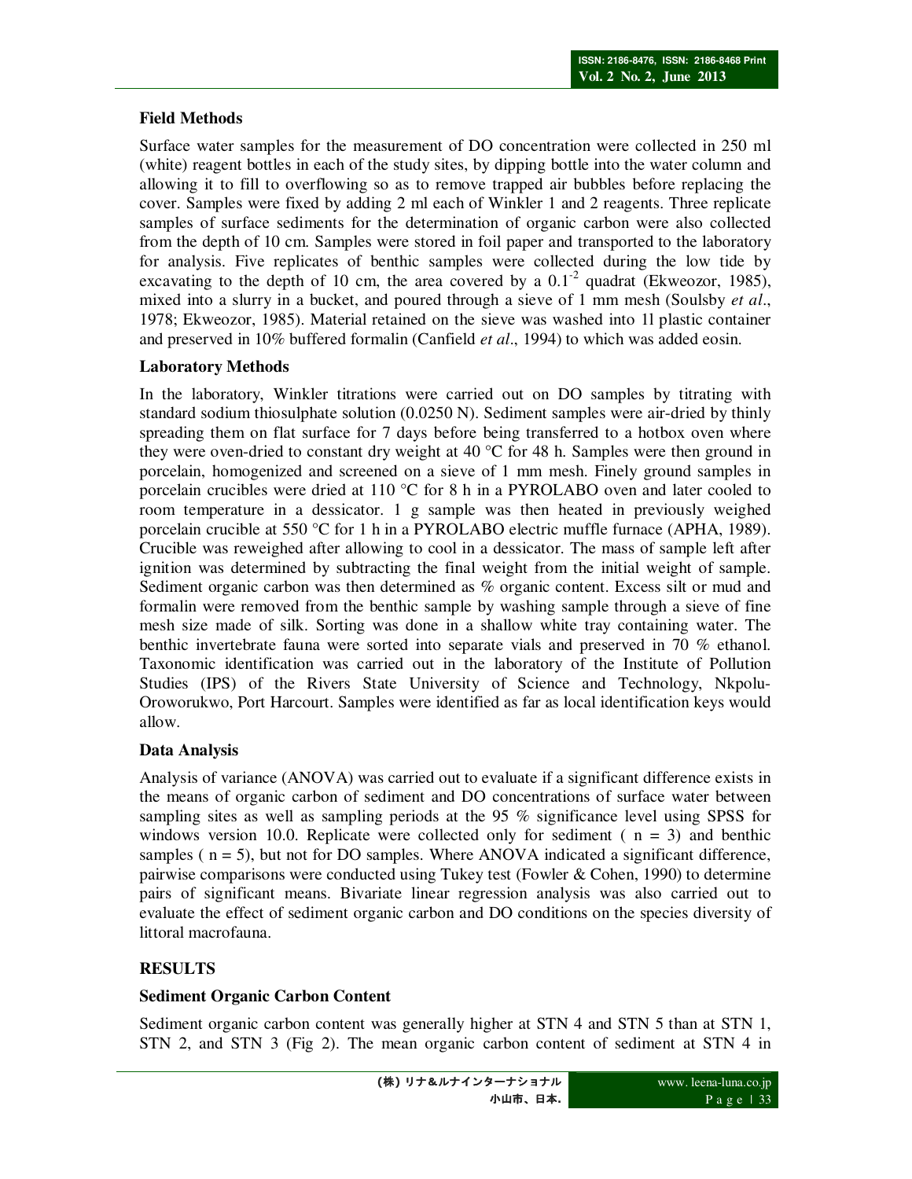### Field Methods

Surface water samples for the measurement of DO concentration were collected in 250 ml (white) reagent bottles in each of the study sites, by dipping bottle into the water column and allowing it to fill to overflowing so as to remove trapped air bubbles before replacing the cover. Samples were fixed by adding 2 ml each of Winkler 1 and 2 reagents. Three replicate samples of surface sediments for the determination of organic carbon were also collected from the depth of 10 cm. Samples were stored in foil paper and transported to the laboratory for analysis. Five replicates of benthic samples were collected during the low tide by excavating to the depth of 10 cm, the area covered by a $0.1^{-2}$ quadrat (Ekweozor, 1985), mixed into a slurry in a bucket, and poured through a sieve of 1 mm mesh (Soulsby *et al*., 1978; Ekweozor, 1985). Material retained on the sieve was washed into 1l plastic container and preserved in 10% buffered formalin (Canfield *et al*., 1994) to which was added eosin.

### Laboratory Methods

In the laboratory, Winkler titrations were carried out on DO samples by titrating with standard sodium thiosulphate solution (0.0250 N). Sediment samples were air-dried by thinly spreading them on flat surface for 7 days before being transferred to a hotbox oven where they were oven-dried to constant dry weight at 40 °C for 48 h. Samples were then ground in porcelain, homogenized and screened on a sieve of 1 mm mesh. Finely ground samples in porcelain crucibles were dried at 110 °C for 8 h in a PYROLABO oven and later cooled to room temperature in a dessicator. 1 g sample was then heated in previously weighed porcelain crucible at 550 °C for 1 h in a PYROLABO electric muffle furnace (APHA, 1989). Crucible was reweighed after allowing to cool in a dessicator. The mass of sample left after ignition was determined by subtracting the final weight from the initial weight of sample. Sediment organic carbon was then determined as % organic content. Excess silt or mud and formalin were removed from the benthic sample by washing sample through a sieve of fine mesh size made of silk. Sorting was done in a shallow white tray containing water. The benthic invertebrate fauna were sorted into separate vials and preserved in 70 % ethanol. Taxonomic identification was carried out in the laboratory of the Institute of Pollution Studies (IPS) of the Rivers State University of Science and Technology, Nkpolu-Oroworukwo, Port Harcourt. Samples were identified as far as local identification keys would allow.

### Data Analysis

Analysis of variance (ANOVA) was carried out to evaluate if a significant difference exists in the means of organic carbon of sediment and DO concentrations of surface water between sampling sites as well as sampling periods at the 95 % significance level using SPSS for windows version 10.0. Replicate were collected only for sediment ( $n = 3$) and benthic samples ( $n = 5$), but not for DO samples. Where ANOVA indicated a significant difference, pairwise comparisons were conducted using Tukey test (Fowler & Cohen, 1990) to determine pairs of significant means. Bivariate linear regression analysis was also carried out to evaluate the effect of sediment organic carbon and DO conditions on the species diversity of littoral macrofauna.

## RESULTS

### Sediment Organic Carbon Content

Sediment organic carbon content was generally higher at STN 4 and STN 5 than at STN 1, STN 2, and STN 3 (Fig 2). The mean organic carbon content of sediment at STN 4 in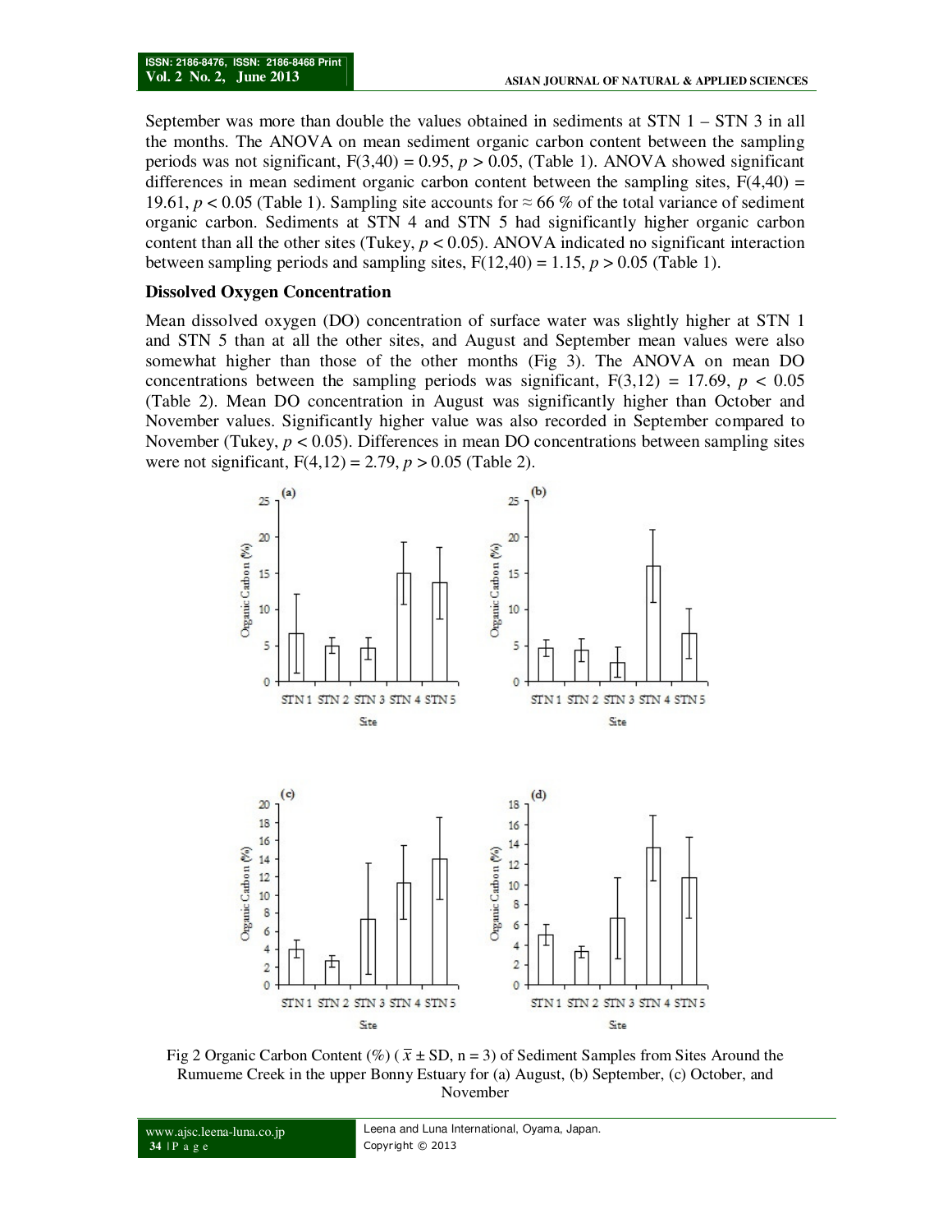September was more than double the values obtained in sediments at STN 1 – STN 3 in all the months. The ANOVA on mean sediment organic carbon content between the sampling periods was not significant, $F(3,40) = 0.95$, $p > 0.05$, (Table 1). ANOVA showed significant differences in mean sediment organic carbon content between the sampling sites, $F(4,40) = 19.61$, $p < 0.05$ (Table 1). Sampling site accounts for ≈ 66 % of the total variance of sediment organic carbon. Sediments at STN 4 and STN 5 had significantly higher organic carbon content than all the other sites (Tukey, $p < 0.05$). ANOVA indicated no significant interaction between sampling periods and sampling sites, $F(12,40) = 1.15$, $p > 0.05$ (Table 1).

**Dissolved Oxygen Concentration**

Mean dissolved oxygen (DO) concentration of surface water was slightly higher at STN 1 and STN 5 than at all the other sites, and August and September mean values were also somewhat higher than those of the other months (Fig 3). The ANOVA on mean DO concentrations between the sampling periods was significant, $F(3,12) = 17.69$, $p < 0.05$ (Table 2). Mean DO concentration in August was significantly higher than October and November values. Significantly higher value was also recorded in September compared to November (Tukey, $p < 0.05$). Differences in mean DO concentrations between sampling sites were not significant, $F(4,12) = 2.79$, $p > 0.05$ (Table 2).

Fig 2 Organic Carbon Content (%) ( $\bar{x}$ ± SD, n = 3) of Sediment Samples from Sites Around the Rumueme Creek in the upper Bonny Estuary for (a) August, (b) September, (c) October, and November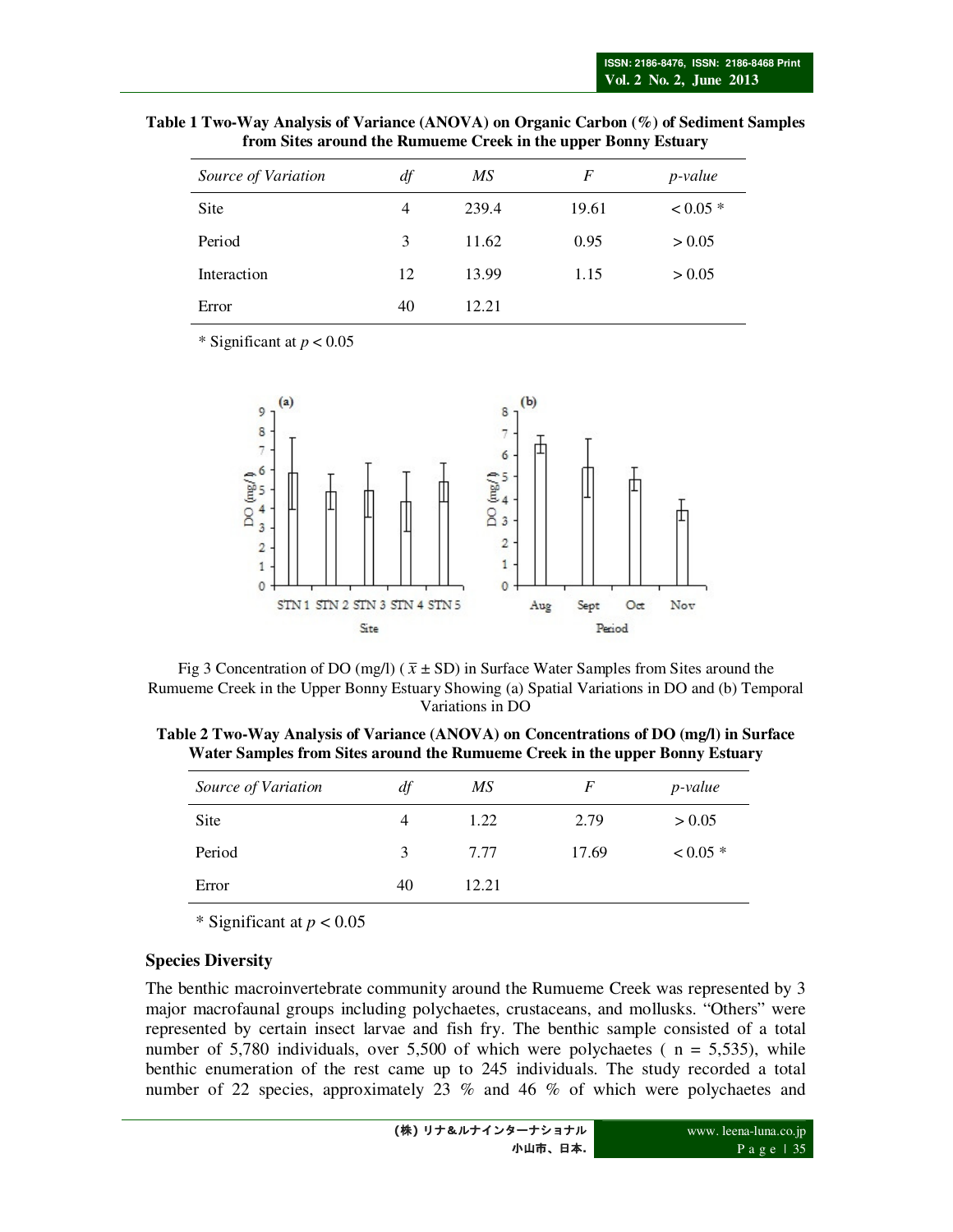**Table 1 Two-Way Analysis of Variance (ANOVA) on Organic Carbon (%) of Sediment Samples from Sites around the Rumueme Creek in the upper Bonny Estuary**

| *Source of Variation* | *df* | *MS* | *F* | *p-value* |
|---|---|---|---|---|
| Site | 4 | 239.4 | 19.61 | $< 0.05$ * |
| Period | 3 | 11.62 | 0.95 | $> 0.05$ |
| Interaction | 12 | 13.99 | 1.15 | $> 0.05$ |
| Error | 40 | 12.21 | | |

\* Significant at $p < 0.05$

Fig 3 Concentration of DO (mg/l) ($\bar{x} \pm$ SD) in Surface Water Samples from Sites around the Rumueme Creek in the Upper Bonny Estuary Showing (a) Spatial Variations in DO and (b) Temporal Variations in DO

**Table 2 Two-Way Analysis of Variance (ANOVA) on Concentrations of DO (mg/l) in Surface Water Samples from Sites around the Rumueme Creek in the upper Bonny Estuary**

| *Source of Variation* | *df* | *MS* | *F* | *p-value* |
|---|---|---|---|---|
| Site | 4 | 1.22 | 2.79 | $> 0.05$ |
| Period | 3 | 7.77 | 17.69 | $< 0.05$ * |
| Error | 40 | 12.21 | | |

\* Significant at $p < 0.05$

### Species Diversity

The benthic macroinvertebrate community around the Rumueme Creek was represented by 3 major macrofaunal groups including polychaetes, crustaceans, and mollusks. "Others" were represented by certain insect larvae and fish fry. The benthic sample consisted of a total number of 5,780 individuals, over 5,500 of which were polychaetes ( n = 5,535), while benthic enumeration of the rest came up to 245 individuals. The study recorded a total number of 22 species, approximately 23 % and 46 % of which were polychaetes and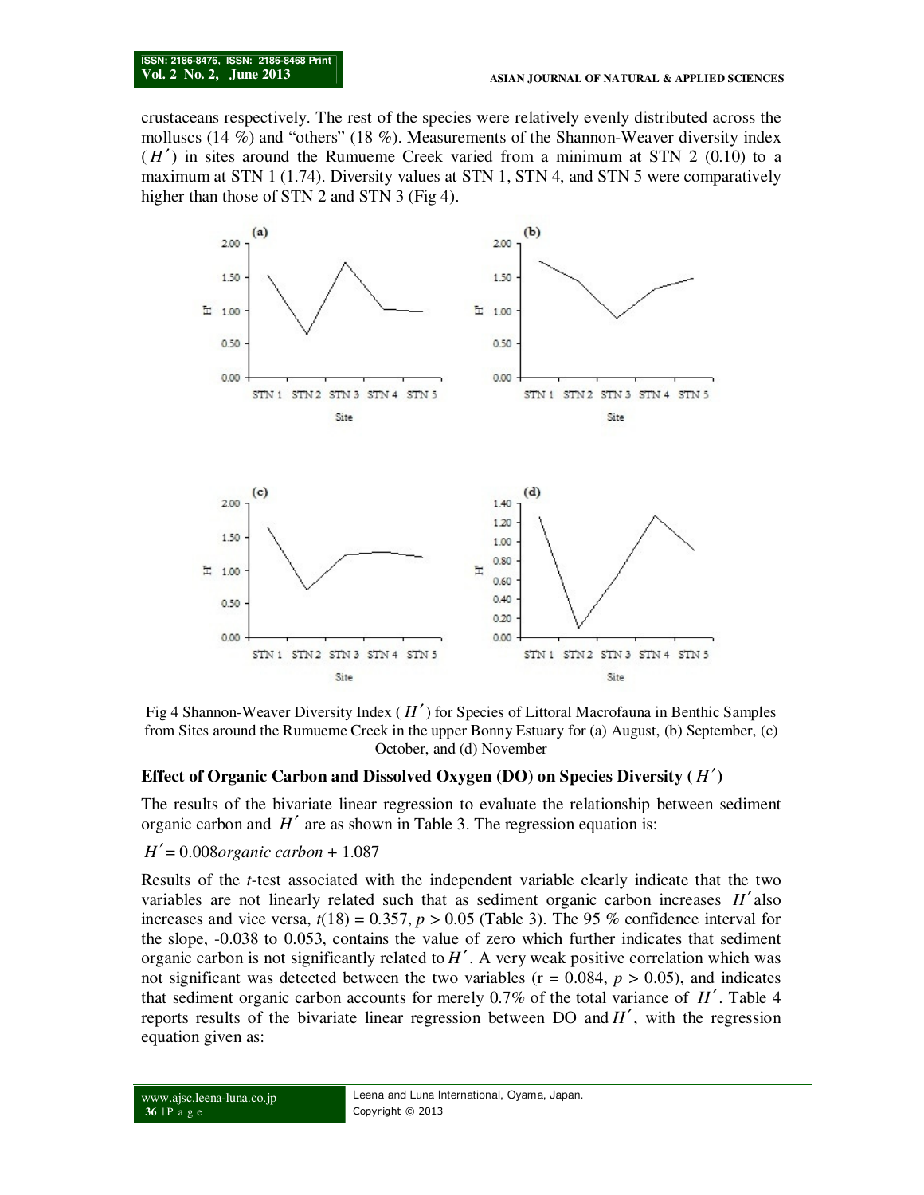crustaceans respectively. The rest of the species were relatively evenly distributed across the molluscs (14 %) and "others" (18 %). Measurements of the Shannon-Weaver diversity index ($H'$) in sites around the Rumueme Creek varied from a minimum at STN 2 (0.10) to a maximum at STN 1 (1.74). Diversity values at STN 1, STN 4, and STN 5 were comparatively higher than those of STN 2 and STN 3 (Fig 4).

Fig 4 Shannon-Weaver Diversity Index ($H'$) for Species of Littoral Macrofauna in Benthic Samples from Sites around the Rumueme Creek in the upper Bonny Estuary for (a) August, (b) September, (c) October, and (d) November

### Effect of Organic Carbon and Dissolved Oxygen (DO) on Species Diversity ($H'$)

The results of the bivariate linear regression to evaluate the relationship between sediment organic carbon and $H'$ are as shown in Table 3. The regression equation is:

$$H' = 0.008 \textit{organic carbon} + 1.087$$

Results of the *t*-test associated with the independent variable clearly indicate that the two variables are not linearly related such that as sediment organic carbon increases $H'$ also increases and vice versa, $t(18) = 0.357$, $p > 0.05$ (Table 3). The 95 % confidence interval for the slope, -0.038 to 0.053, contains the value of zero which further indicates that sediment organic carbon is not significantly related to $H'$. A very weak positive correlation which was not significant was detected between the two variables ($r = 0.084$, $p > 0.05$), and indicates that sediment organic carbon accounts for merely 0.7% of the total variance of $H'$. Table 4 reports results of the bivariate linear regression between DO and $H'$, with the regression equation given as: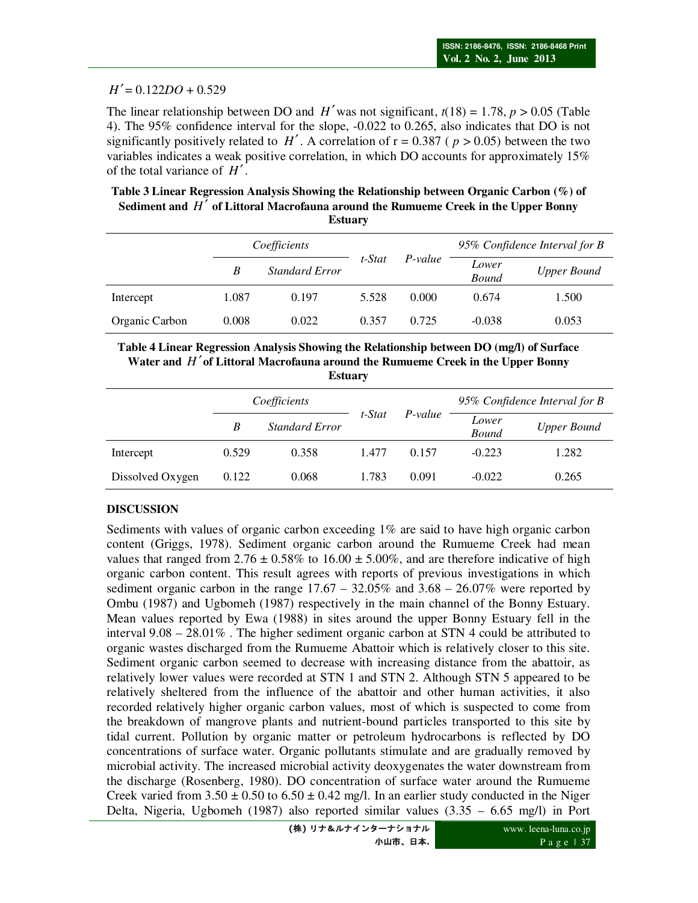$$H' = 0.122DO + 0.529$$

The linear relationship between DO and $H'$ was not significant, $t(18) = 1.78$, $p > 0.05$ (Table 4). The 95% confidence interval for the slope, -0.022 to 0.265, also indicates that DO is not significantly positively related to $H'$. A correlation of r = 0.387 ( $p > 0.05$) between the two variables indicates a weak positive correlation, in which DO accounts for approximately 15% of the total variance of $H'$.

**Table 3 Linear Regression Analysis Showing the Relationship between Organic Carbon (%) of Sediment and $H'$ of Littoral Macrofauna around the Rumueme Creek in the Upper Bonny Estuary**

| | *Coefficients* | | *t-Stat* | *P-value* | *95% Confidence Interval for B* | |
|---|---|---|---|---|---|---|
| | *B* | *Standard Error* | | | *Lower Bound* | *Upper Bound* |
| Intercept | 1.087 | 0.197 | 5.528 | 0.000 | 0.674 | 1.500 |
| Organic Carbon | 0.008 | 0.022 | 0.357 | 0.725 | -0.038 | 0.053 |

**Table 4 Linear Regression Analysis Showing the Relationship between DO (mg/l) of Surface Water and $H'$ of Littoral Macrofauna around the Rumueme Creek in the Upper Bonny Estuary**

| | *Coefficients* | | *t-Stat* | *P-value* | *95% Confidence Interval for B* | |
|---|---|---|---|---|---|---|
| | *B* | *Standard Error* | | | *Lower Bound* | *Upper Bound* |
| Intercept | 0.529 | 0.358 | 1.477 | 0.157 | -0.223 | 1.282 |
| Dissolved Oxygen | 0.122 | 0.068 | 1.783 | 0.091 | -0.022 | 0.265 |

## DISCUSSION

Sediments with values of organic carbon exceeding 1% are said to have high organic carbon content (Griggs, 1978). Sediment organic carbon around the Rumueme Creek had mean values that ranged from 2.76 ± 0.58% to 16.00 ± 5.00%, and are therefore indicative of high organic carbon content. This result agrees with reports of previous investigations in which sediment organic carbon in the range 17.67 – 32.05% and 3.68 – 26.07% were reported by Ombu (1987) and Ugbomeh (1987) respectively in the main channel of the Bonny Estuary. Mean values reported by Ewa (1988) in sites around the upper Bonny Estuary fell in the interval 9.08 – 28.01% . The higher sediment organic carbon at STN 4 could be attributed to organic wastes discharged from the Rumueme Abattoir which is relatively closer to this site. Sediment organic carbon seemed to decrease with increasing distance from the abattoir, as relatively lower values were recorded at STN 1 and STN 2. Although STN 5 appeared to be relatively sheltered from the influence of the abattoir and other human activities, it also recorded relatively higher organic carbon values, most of which is suspected to come from the breakdown of mangrove plants and nutrient-bound particles transported to this site by tidal current. Pollution by organic matter or petroleum hydrocarbons is reflected by DO concentrations of surface water. Organic pollutants stimulate and are gradually removed by microbial activity. The increased microbial activity deoxygenates the water downstream from the discharge (Rosenberg, 1980). DO concentration of surface water around the Rumueme Creek varied from 3.50 ± 0.50 to 6.50 ± 0.42 mg/l. In an earlier study conducted in the Niger Delta, Nigeria, Ugbomeh (1987) also reported similar values (3.35 – 6.65 mg/l) in Port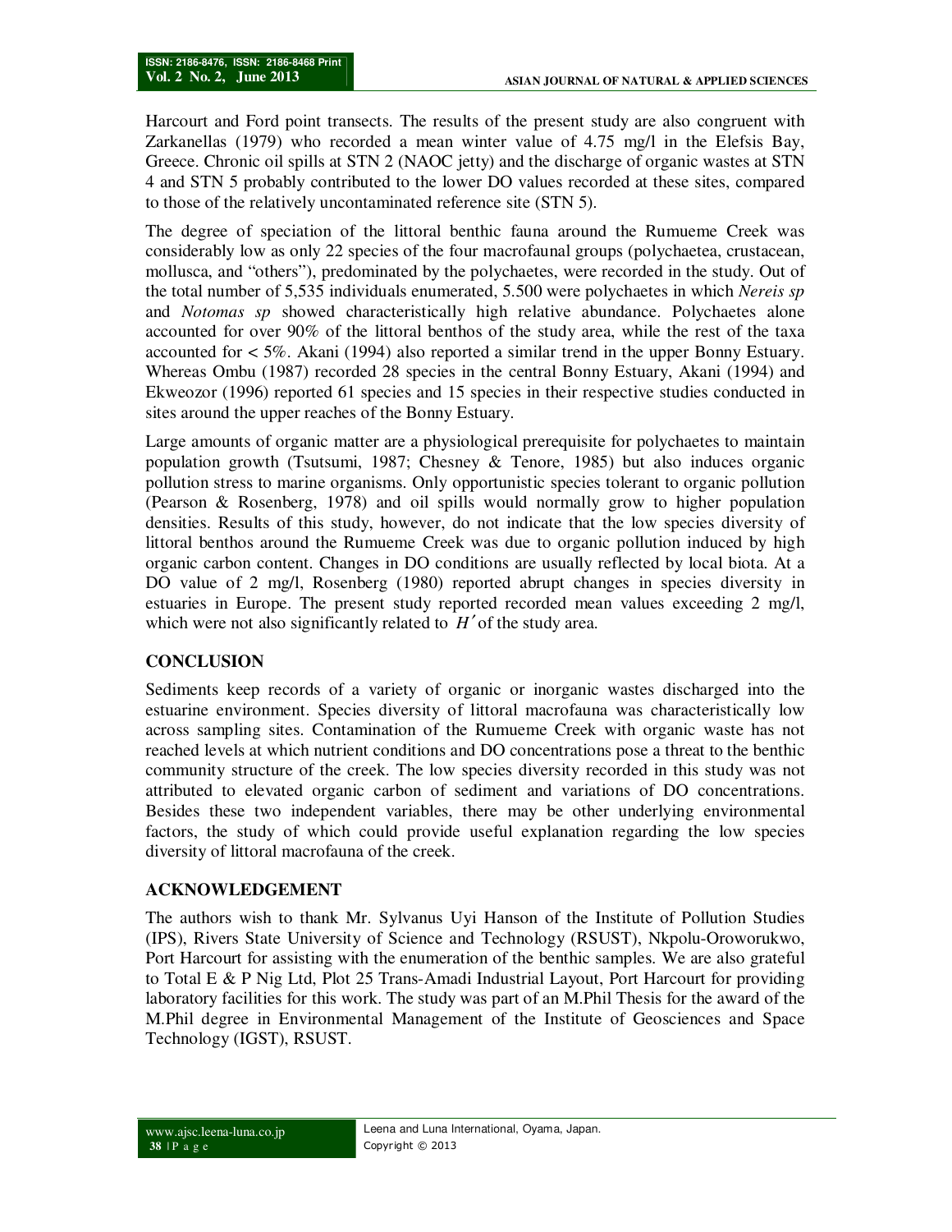Harcourt and Ford point transects. The results of the present study are also congruent with Zarkanellas (1979) who recorded a mean winter value of 4.75 mg/l in the Elefsis Bay, Greece. Chronic oil spills at STN 2 (NAOC jetty) and the discharge of organic wastes at STN 4 and STN 5 probably contributed to the lower DO values recorded at these sites, compared to those of the relatively uncontaminated reference site (STN 5).

The degree of speciation of the littoral benthic fauna around the Rumueme Creek was considerably low as only 22 species of the four macrofaunal groups (polychaetea, crustacean, mollusca, and "others"), predominated by the polychaetes, were recorded in the study. Out of the total number of 5,535 individuals enumerated, 5.500 were polychaetes in which *Nereis sp* and *Notomas sp* showed characteristically high relative abundance. Polychaetes alone accounted for over 90% of the littoral benthos of the study area, while the rest of the taxa accounted for < 5%. Akani (1994) also reported a similar trend in the upper Bonny Estuary. Whereas Ombu (1987) recorded 28 species in the central Bonny Estuary, Akani (1994) and Ekweozor (1996) reported 61 species and 15 species in their respective studies conducted in sites around the upper reaches of the Bonny Estuary.

Large amounts of organic matter are a physiological prerequisite for polychaetes to maintain population growth (Tsutsumi, 1987; Chesney & Tenore, 1985) but also induces organic pollution stress to marine organisms. Only opportunistic species tolerant to organic pollution (Pearson & Rosenberg, 1978) and oil spills would normally grow to higher population densities. Results of this study, however, do not indicate that the low species diversity of littoral benthos around the Rumueme Creek was due to organic pollution induced by high organic carbon content. Changes in DO conditions are usually reflected by local biota. At a DO value of 2 mg/l, Rosenberg (1980) reported abrupt changes in species diversity in estuaries in Europe. The present study reported recorded mean values exceeding 2 mg/l, which were not also significantly related to $H'$ of the study area.

## CONCLUSION

Sediments keep records of a variety of organic or inorganic wastes discharged into the estuarine environment. Species diversity of littoral macrofauna was characteristically low across sampling sites. Contamination of the Rumueme Creek with organic waste has not reached levels at which nutrient conditions and DO concentrations pose a threat to the benthic community structure of the creek. The low species diversity recorded in this study was not attributed to elevated organic carbon of sediment and variations of DO concentrations. Besides these two independent variables, there may be other underlying environmental factors, the study of which could provide useful explanation regarding the low species diversity of littoral macrofauna of the creek.

## ACKNOWLEDGEMENT

The authors wish to thank Mr. Sylvanus Uyi Hanson of the Institute of Pollution Studies (IPS), Rivers State University of Science and Technology (RSUST), Nkpolu-Oroworukwo, Port Harcourt for assisting with the enumeration of the benthic samples. We are also grateful to Total E & P Nig Ltd, Plot 25 Trans-Amadi Industrial Layout, Port Harcourt for providing laboratory facilities for this work. The study was part of an M.Phil Thesis for the award of the M.Phil degree in Environmental Management of the Institute of Geosciences and Space Technology (IGST), RSUST.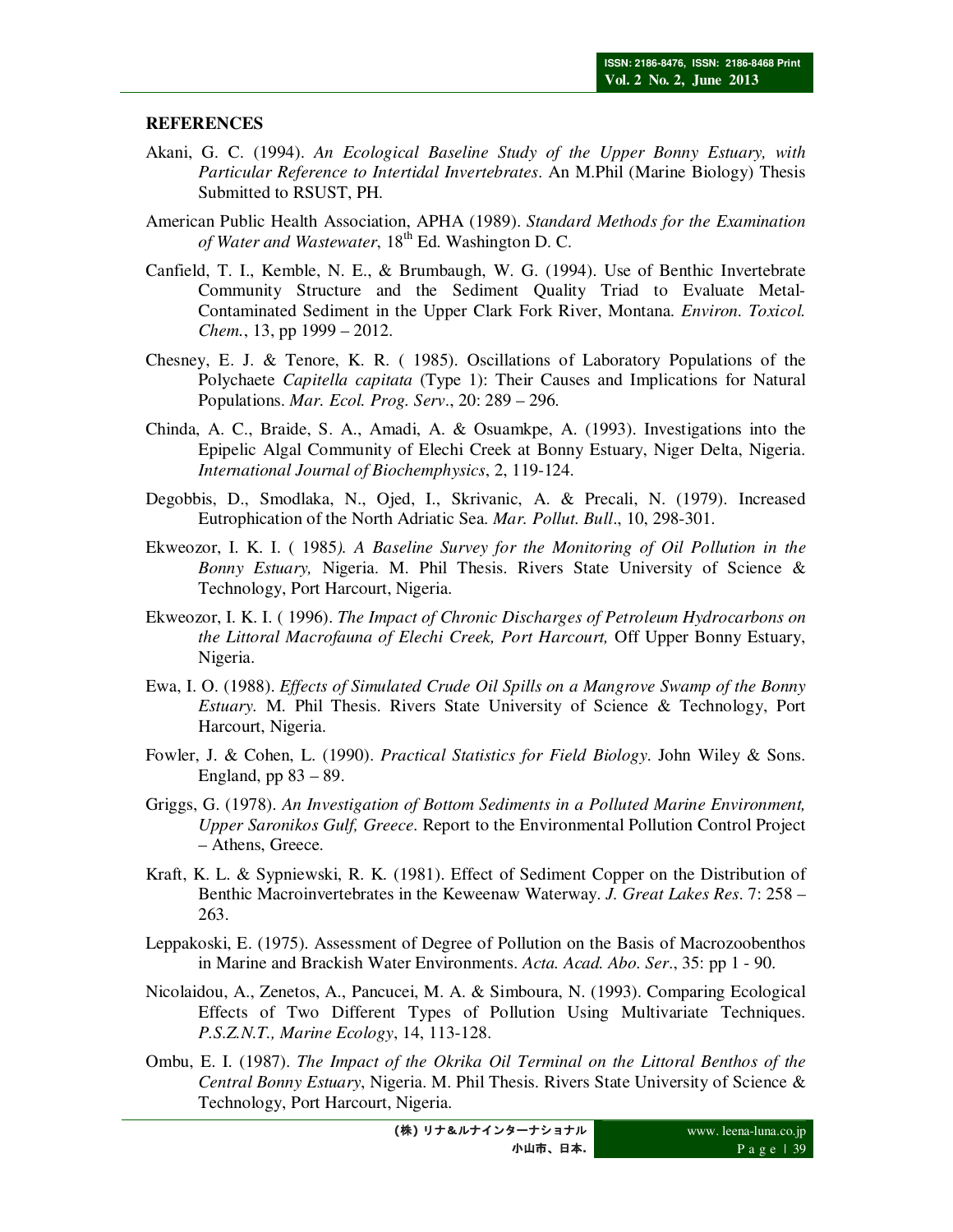**REFERENCES**

Akani, G. C. (1994). *An Ecological Baseline Study of the Upper Bonny Estuary, with Particular Reference to Intertidal Invertebrates*. An M.Phil (Marine Biology) Thesis Submitted to RSUST, PH.

American Public Health Association, APHA (1989). *Standard Methods for the Examination of Water and Wastewater*, 18th Ed. Washington D. C.

Canfield, T. I., Kemble, N. E., & Brumbaugh, W. G. (1994). Use of Benthic Invertebrate Community Structure and the Sediment Quality Triad to Evaluate Metal-Contaminated Sediment in the Upper Clark Fork River, Montana. *Environ. Toxicol. Chem.*, 13, pp 1999 – 2012.

Chesney, E. J. & Tenore, K. R. ( 1985). Oscillations of Laboratory Populations of the Polychaete *Capitella capitata* (Type 1): Their Causes and Implications for Natural Populations. *Mar. Ecol. Prog. Serv*., 20: 289 – 296.

Chinda, A. C., Braide, S. A., Amadi, A. & Osuamkpe, A. (1993). Investigations into the Epipelic Algal Community of Elechi Creek at Bonny Estuary, Niger Delta, Nigeria. *International Journal of Biochemphysics*, 2, 119-124.

Degobbis, D., Smodlaka, N., Ojed, I., Skrivanic, A. & Precali, N. (1979). Increased Eutrophication of the North Adriatic Sea. *Mar. Pollut. Bull*., 10, 298-301.

Ekweozor, I. K. I. ( 1985*). A Baseline Survey for the Monitoring of Oil Pollution in the Bonny Estuary,* Nigeria. M. Phil Thesis. Rivers State University of Science & Technology, Port Harcourt, Nigeria.

Ekweozor, I. K. I. ( 1996). *The Impact of Chronic Discharges of Petroleum Hydrocarbons on the Littoral Macrofauna of Elechi Creek, Port Harcourt,* Off Upper Bonny Estuary, Nigeria.

Ewa, I. O. (1988). *Effects of Simulated Crude Oil Spills on a Mangrove Swamp of the Bonny Estuary*. M. Phil Thesis. Rivers State University of Science & Technology, Port Harcourt, Nigeria.

Fowler, J. & Cohen, L. (1990). *Practical Statistics for Field Biology*. John Wiley & Sons. England, pp 83 – 89.

Griggs, G. (1978). *An Investigation of Bottom Sediments in a Polluted Marine Environment, Upper Saronikos Gulf, Greece*. Report to the Environmental Pollution Control Project – Athens, Greece.

Kraft, K. L. & Sypniewski, R. K. (1981). Effect of Sediment Copper on the Distribution of Benthic Macroinvertebrates in the Keweenaw Waterway. *J. Great Lakes Res*. 7: 258 – 263.

Leppakoski, E. (1975). Assessment of Degree of Pollution on the Basis of Macrozoobenthos in Marine and Brackish Water Environments. *Acta. Acad. Abo. Ser*., 35: pp 1 - 90.

Nicolaidou, A., Zenetos, A., Pancucei, M. A. & Simboura, N. (1993). Comparing Ecological Effects of Two Different Types of Pollution Using Multivariate Techniques. *P.S.Z.N.T., Marine Ecology*, 14, 113-128.

Ombu, E. I. (1987). *The Impact of the Okrika Oil Terminal on the Littoral Benthos of the Central Bonny Estuary*, Nigeria. M. Phil Thesis. Rivers State University of Science & Technology, Port Harcourt, Nigeria.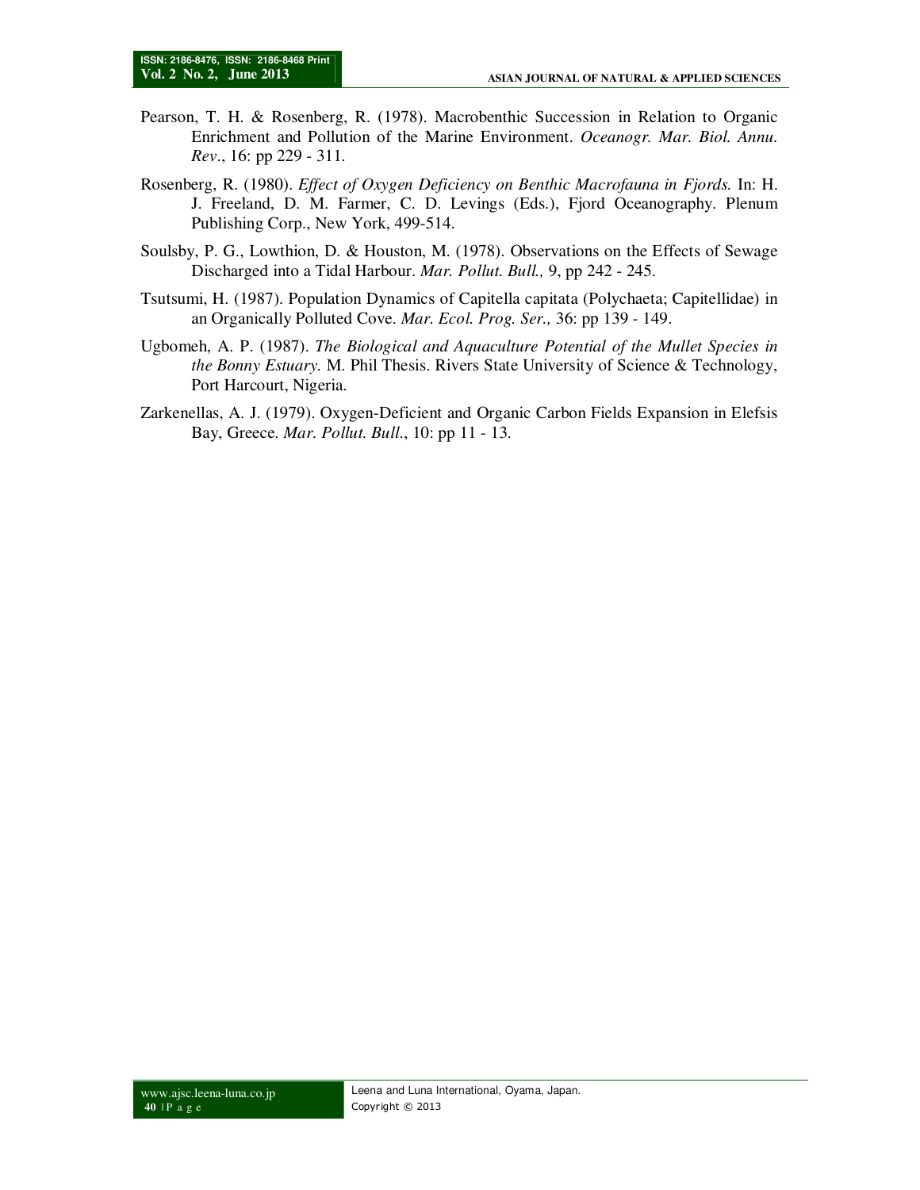Pearson, T. H. & Rosenberg, R. (1978). Macrobenthic Succession in Relation to Organic Enrichment and Pollution of the Marine Environment. *Oceanogr. Mar. Biol. Annu. Rev*., 16: pp 229 - 311.

Rosenberg, R. (1980). *Effect of Oxygen Deficiency on Benthic Macrofauna in Fjords.* In: H. J. Freeland, D. M. Farmer, C. D. Levings (Eds.), Fjord Oceanography. Plenum Publishing Corp., New York, 499-514.

Soulsby, P. G., Lowthion, D. & Houston, M. (1978). Observations on the Effects of Sewage Discharged into a Tidal Harbour. *Mar. Pollut. Bull.,* 9, pp 242 - 245.

Tsutsumi, H. (1987). Population Dynamics of Capitella capitata (Polychaeta; Capitellidae) in an Organically Polluted Cove. *Mar. Ecol. Prog. Ser.,* 36: pp 139 - 149.

Ugbomeh, A. P. (1987). *The Biological and Aquaculture Potential of the Mullet Species in the Bonny Estuary.* M. Phil Thesis. Rivers State University of Science & Technology, Port Harcourt, Nigeria.

Zarkenellas, A. J. (1979). Oxygen-Deficient and Organic Carbon Fields Expansion in Elefsis Bay, Greece. *Mar. Pollut. Bull*., 10: pp 11 - 13.